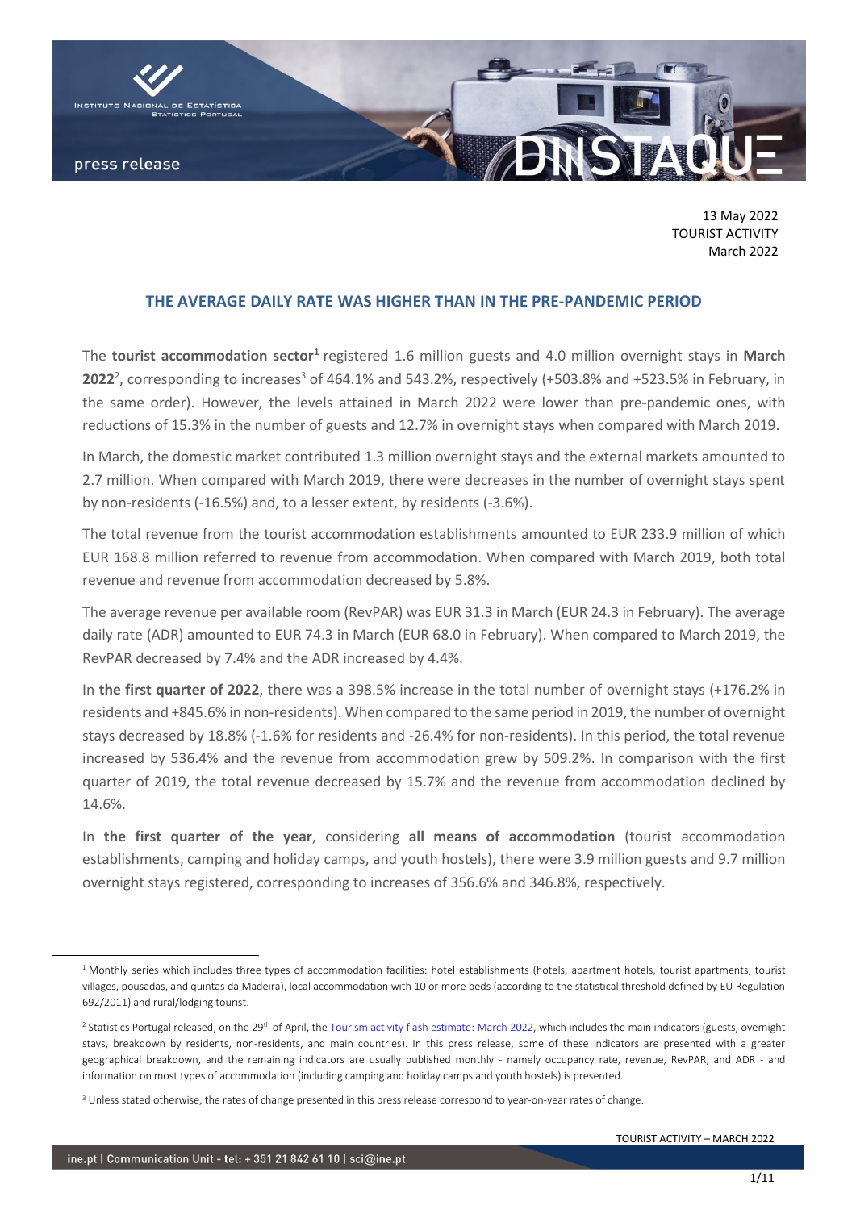13 May 2022
TOURIST ACTIVITY
March 2022

## THE AVERAGE DAILY RATE WAS HIGHER THAN IN THE PRE-PANDEMIC PERIOD

The **tourist accommodation sector**[1] registered 1.6 million guests and 4.0 million overnight stays in **March 2022**[2], corresponding to increases[3] of 464.1% and 543.2%, respectively (+503.8% and +523.5% in February, in the same order). However, the levels attained in March 2022 were lower than pre-pandemic ones, with reductions of 15.3% in the number of guests and 12.7% in overnight stays when compared with March 2019.

In March, the domestic market contributed 1.3 million overnight stays and the external markets amounted to 2.7 million. When compared with March 2019, there were decreases in the number of overnight stays spent by non-residents (-16.5%) and, to a lesser extent, by residents (-3.6%).

The total revenue from the tourist accommodation establishments amounted to EUR 233.9 million of which EUR 168.8 million referred to revenue from accommodation. When compared with March 2019, both total revenue and revenue from accommodation decreased by 5.8%.

The average revenue per available room (RevPAR) was EUR 31.3 in March (EUR 24.3 in February). The average daily rate (ADR) amounted to EUR 74.3 in March (EUR 68.0 in February). When compared to March 2019, the RevPAR decreased by 7.4% and the ADR increased by 4.4%.

In **the first quarter of 2022**, there was a 398.5% increase in the total number of overnight stays (+176.2% in residents and +845.6% in non-residents). When compared to the same period in 2019, the number of overnight stays decreased by 18.8% (-1.6% for residents and -26.4% for non-residents). In this period, the total revenue increased by 536.4% and the revenue from accommodation grew by 509.2%. In comparison with the first quarter of 2019, the total revenue decreased by 15.7% and the revenue from accommodation declined by 14.6%.

In **the first quarter of the year**, considering **all means of accommodation** (tourist accommodation establishments, camping and holiday camps, and youth hostels), there were 3.9 million guests and 9.7 million overnight stays registered, corresponding to increases of 356.6% and 346.8%, respectively.

---

[1] Monthly series which includes three types of accommodation facilities: hotel establishments (hotels, apartment hotels, tourist apartments, tourist villages, pousadas, and quintas da Madeira), local accommodation with 10 or more beds (according to the statistical threshold defined by EU Regulation 692/2011) and rural/lodging tourist.

[2] Statistics Portugal released, on the 29th of April, the Tourism activity flash estimate: March 2022, which includes the main indicators (guests, overnight stays, breakdown by residents, non-residents, and main countries). In this press release, some of these indicators are presented with a greater geographical breakdown, and the remaining indicators are usually published monthly - namely occupancy rate, revenue, RevPAR, and ADR - and information on most types of accommodation (including camping and holiday camps and youth hostels) is presented.

[3] Unless stated otherwise, the rates of change presented in this press release correspond to year-on-year rates of change.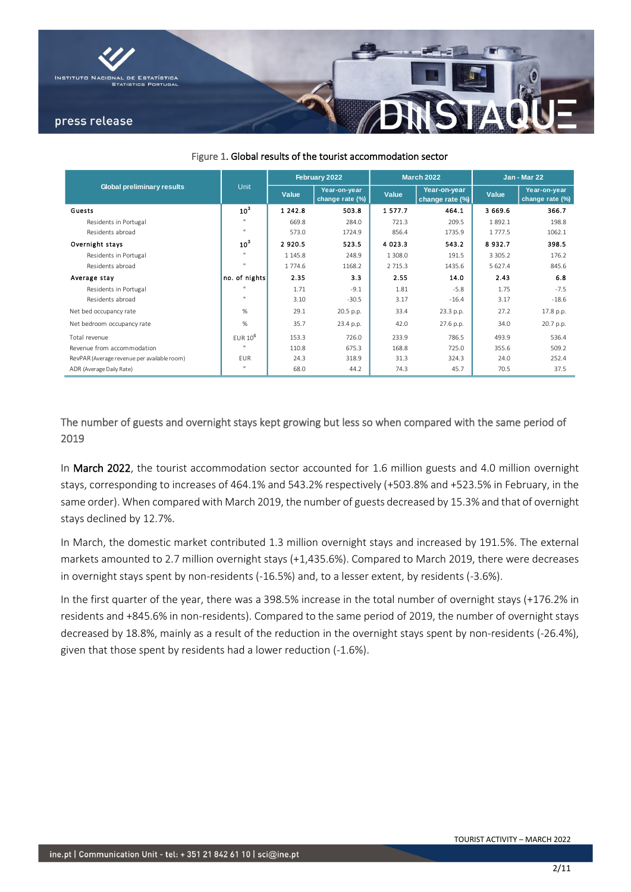Figure 1. Global results of the tourist accommodation sector

| Global preliminary results | Unit | February 2022 | | March 2022 | | Jan - Mar 22 | |
|---|---|---|---|---|---|---|---|
| | | Value | Year-on-year change rate (%) | Value | Year-on-year change rate (%) | Value | Year-on-year change rate (%) |
| Guests | $10^3$ | 1 242.8 | 503.8 | 1 577.7 | 464.1 | 3 669.6 | 366.7 |
| Residents in Portugal | " | 669.8 | 284.0 | 721.3 | 209.5 | 1 892.1 | 198.8 |
| Residents abroad | " | 573.0 | 1724.9 | 856.4 | 1735.9 | 1 777.5 | 1062.1 |
| Overnight stays | $10^3$ | 2 920.5 | 523.5 | 4 023.3 | 543.2 | 8 932.7 | 398.5 |
| Residents in Portugal | " | 1 145.8 | 248.9 | 1 308.0 | 191.5 | 3 305.2 | 176.2 |
| Residents abroad | " | 1 774.6 | 1168.2 | 2 715.3 | 1435.6 | 5 627.4 | 845.6 |
| Average stay | no. of nights | 2.35 | 3.3 | 2.55 | 14.0 | 2.43 | 6.8 |
| Residents in Portugal | " | 1.71 | -9.1 | 1.81 | -5.8 | 1.75 | -7.5 |
| Residents abroad | " | 3.10 | -30.5 | 3.17 | -16.4 | 3.17 | -18.6 |
| Net bed occupancy rate | % | 29.1 | 20.5 p.p. | 33.4 | 23.3 p.p. | 27.2 | 17.8 p.p. |
| Net bedroom occupancy rate | % | 35.7 | 23.4 p.p. | 42.0 | 27.6 p.p. | 34.0 | 20.7 p.p. |
| Total revenue | EUR $10^6$ | 153.3 | 726.0 | 233.9 | 786.5 | 493.9 | 536.4 |
| Revenue from accommodation | " | 110.8 | 675.3 | 168.8 | 725.0 | 355.6 | 509.2 |
| RevPAR (Average revenue per available room) | EUR | 24.3 | 318.9 | 31.3 | 324.3 | 24.0 | 252.4 |
| ADR (Average Daily Rate) | " | 68.0 | 44.2 | 74.3 | 45.7 | 70.5 | 37.5 |

## The number of guests and overnight stays kept growing but less so when compared with the same period of 2019

In **March 2022**, the tourist accommodation sector accounted for 1.6 million guests and 4.0 million overnight stays, corresponding to increases of 464.1% and 543.2% respectively (+503.8% and +523.5% in February, in the same order). When compared with March 2019, the number of guests decreased by 15.3% and that of overnight stays declined by 12.7%.

In March, the domestic market contributed 1.3 million overnight stays and increased by 191.5%. The external markets amounted to 2.7 million overnight stays (+1,435.6%). Compared to March 2019, there were decreases in overnight stays spent by non-residents (-16.5%) and, to a lesser extent, by residents (-3.6%).

In the first quarter of the year, there was a 398.5% increase in the total number of overnight stays (+176.2% in residents and +845.6% in non-residents). Compared to the same period of 2019, the number of overnight stays decreased by 18.8%, mainly as a result of the reduction in the overnight stays spent by non-residents (-26.4%), given that those spent by residents had a lower reduction (-1.6%).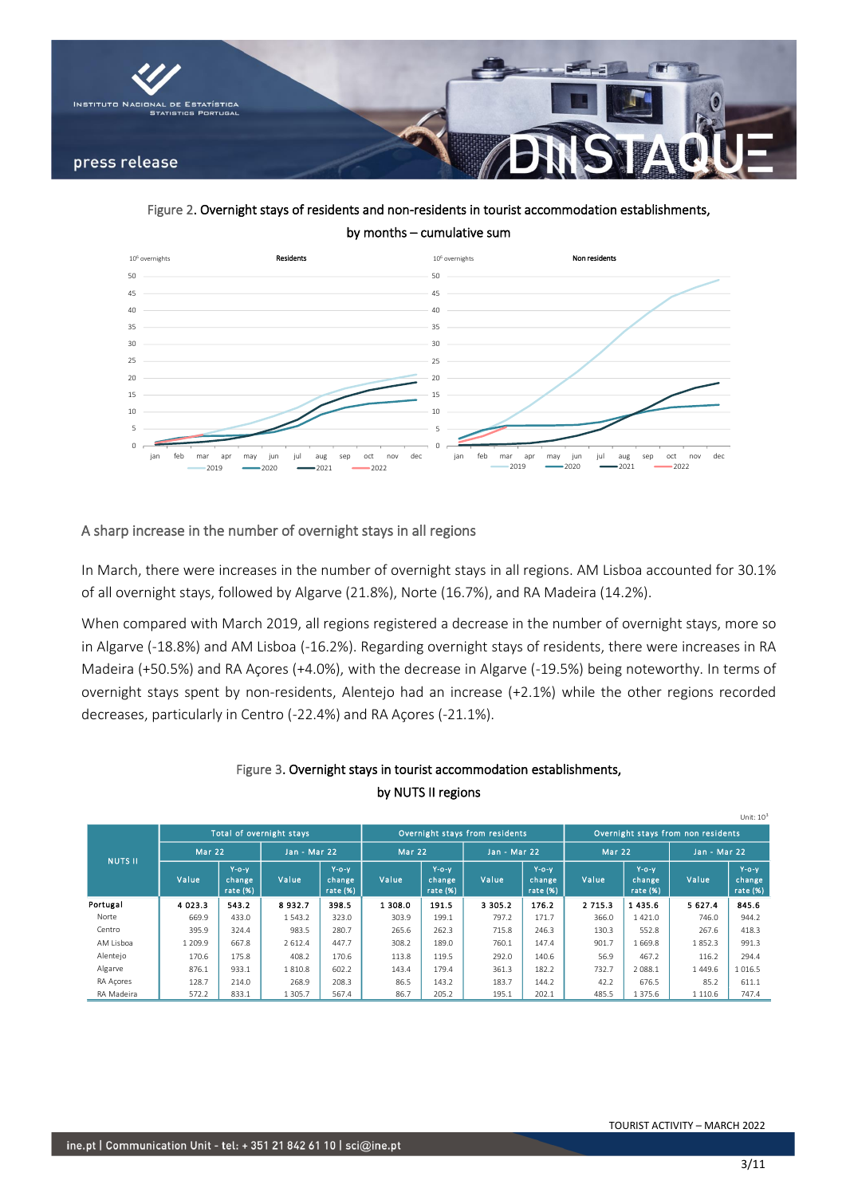Figure 2. Overnight stays of residents and non-residents in tourist accommodation establishments, by months – cumulative sum

## A sharp increase in the number of overnight stays in all regions

In March, there were increases in the number of overnight stays in all regions. AM Lisboa accounted for 30.1% of all overnight stays, followed by Algarve (21.8%), Norte (16.7%), and RA Madeira (14.2%).

When compared with March 2019, all regions registered a decrease in the number of overnight stays, more so in Algarve (-18.8%) and AM Lisboa (-16.2%). Regarding overnight stays of residents, there were increases in RA Madeira (+50.5%) and RA Açores (+4.0%), with the decrease in Algarve (-19.5%) being noteworthy. In terms of overnight stays spent by non-residents, Alentejo had an increase (+2.1%) while the other regions recorded decreases, particularly in Centro (-22.4%) and RA Açores (-21.1%).

Figure 3. Overnight stays in tourist accommodation establishments, by NUTS II regions

Unit: $10^3$

| NUTS II | Total of overnight stays | | | | Overnight stays from residents | | | | Overnight stays from non residents | | | |
|---|---|---|---|---|---|---|---|---|---|---|---|---|
| | Mar 22 | | Jan - Mar 22 | | Mar 22 | | Jan - Mar 22 | | Mar 22 | | Jan - Mar 22 | |
| | Value | Y-o-y change rate (%) | Value | Y-o-y change rate (%) | Value | Y-o-y change rate (%) | Value | Y-o-y change rate (%) | Value | Y-o-y change rate (%) | Value | Y-o-y change rate (%) |
| **Portugal** | **4 023.3** | **543.2** | **8 932.7** | **398.5** | **1 308.0** | **191.5** | **3 305.2** | **176.2** | **2 715.3** | **1 435.6** | **5 627.4** | **845.6** |
| Norte | 669.9 | 433.0 | 1 543.2 | 323.0 | 303.9 | 199.1 | 797.2 | 171.7 | 366.0 | 1 421.0 | 746.0 | 944.2 |
| Centro | 395.9 | 324.4 | 983.5 | 280.7 | 265.6 | 262.3 | 715.8 | 246.3 | 130.3 | 552.8 | 267.6 | 418.3 |
| AM Lisboa | 1 209.9 | 667.8 | 2 612.4 | 447.7 | 308.2 | 189.0 | 760.1 | 147.4 | 901.7 | 1 669.8 | 1 852.3 | 991.3 |
| Alentejo | 170.6 | 175.8 | 408.2 | 170.6 | 113.8 | 119.5 | 292.0 | 140.6 | 56.9 | 467.2 | 116.2 | 294.4 |
| Algarve | 876.1 | 933.1 | 1 810.8 | 602.2 | 143.4 | 179.4 | 361.3 | 182.2 | 732.7 | 2 088.1 | 1 449.6 | 1 016.5 |
| RA Açores | 128.7 | 214.0 | 268.9 | 208.3 | 86.5 | 143.2 | 183.7 | 144.2 | 42.2 | 676.5 | 85.2 | 611.1 |
| RA Madeira | 572.2 | 833.1 | 1 305.7 | 567.4 | 86.7 | 205.2 | 195.1 | 202.1 | 485.5 | 1 375.6 | 1 110.6 | 747.4 |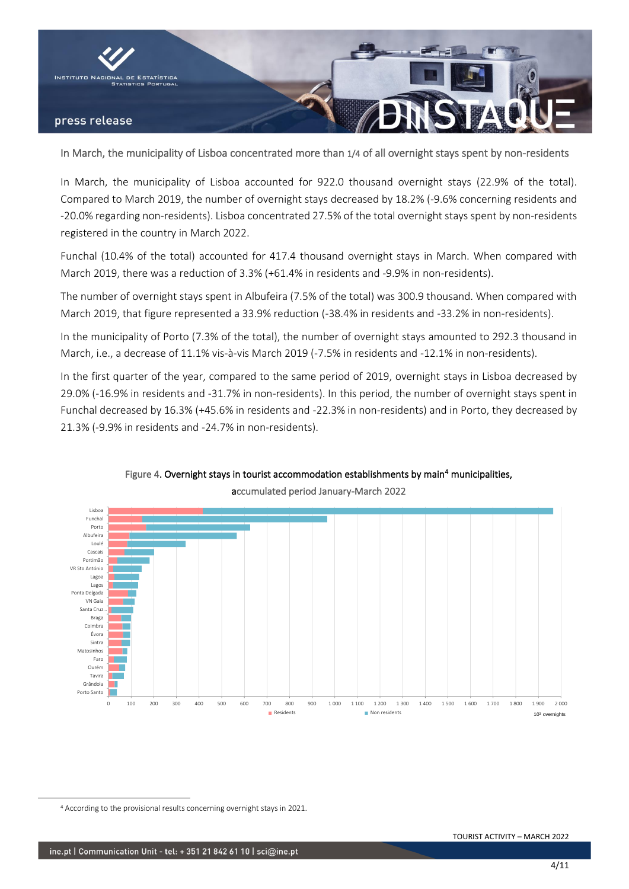## In March, the municipality of Lisboa concentrated more than 1/4 of all overnight stays spent by non-residents

In March, the municipality of Lisboa accounted for 922.0 thousand overnight stays (22.9% of the total). Compared to March 2019, the number of overnight stays decreased by 18.2% (-9.6% concerning residents and -20.0% regarding non-residents). Lisboa concentrated 27.5% of the total overnight stays spent by non-residents registered in the country in March 2022.

Funchal (10.4% of the total) accounted for 417.4 thousand overnight stays in March. When compared with March 2019, there was a reduction of 3.3% (+61.4% in residents and -9.9% in non-residents).

The number of overnight stays spent in Albufeira (7.5% of the total) was 300.9 thousand. When compared with March 2019, that figure represented a 33.9% reduction (-38.4% in residents and -33.2% in non-residents).

In the municipality of Porto (7.3% of the total), the number of overnight stays amounted to 292.3 thousand in March, i.e., a decrease of 11.1% vis-à-vis March 2019 (-7.5% in residents and -12.1% in non-residents).

In the first quarter of the year, compared to the same period of 2019, overnight stays in Lisboa decreased by 29.0% (-16.9% in residents and -31.7% in non-residents). In this period, the number of overnight stays spent in Funchal decreased by 16.3% (+45.6% in residents and -22.3% in non-residents) and in Porto, they decreased by 21.3% (-9.9% in residents and -24.7% in non-residents).

Figure 4. Overnight stays in tourist accommodation establishments by main[4] municipalities, accumulated period January-March 2022

Municipalities: Lisboa, Funchal, Porto, Albufeira, Loulé, Cascais, Portimão, VR Sto António, Lagoa, Lagos, Ponta Delgada, VN Gaia, Santa Cruz..., Braga, Coimbra, Évora, Sintra, Matosinhos, Faro, Ourém, Tavira, Grândola, Porto Santo

Legend: Residents, Non residents — 10³ overnights

[4] According to the provisional results concerning overnight stays in 2021.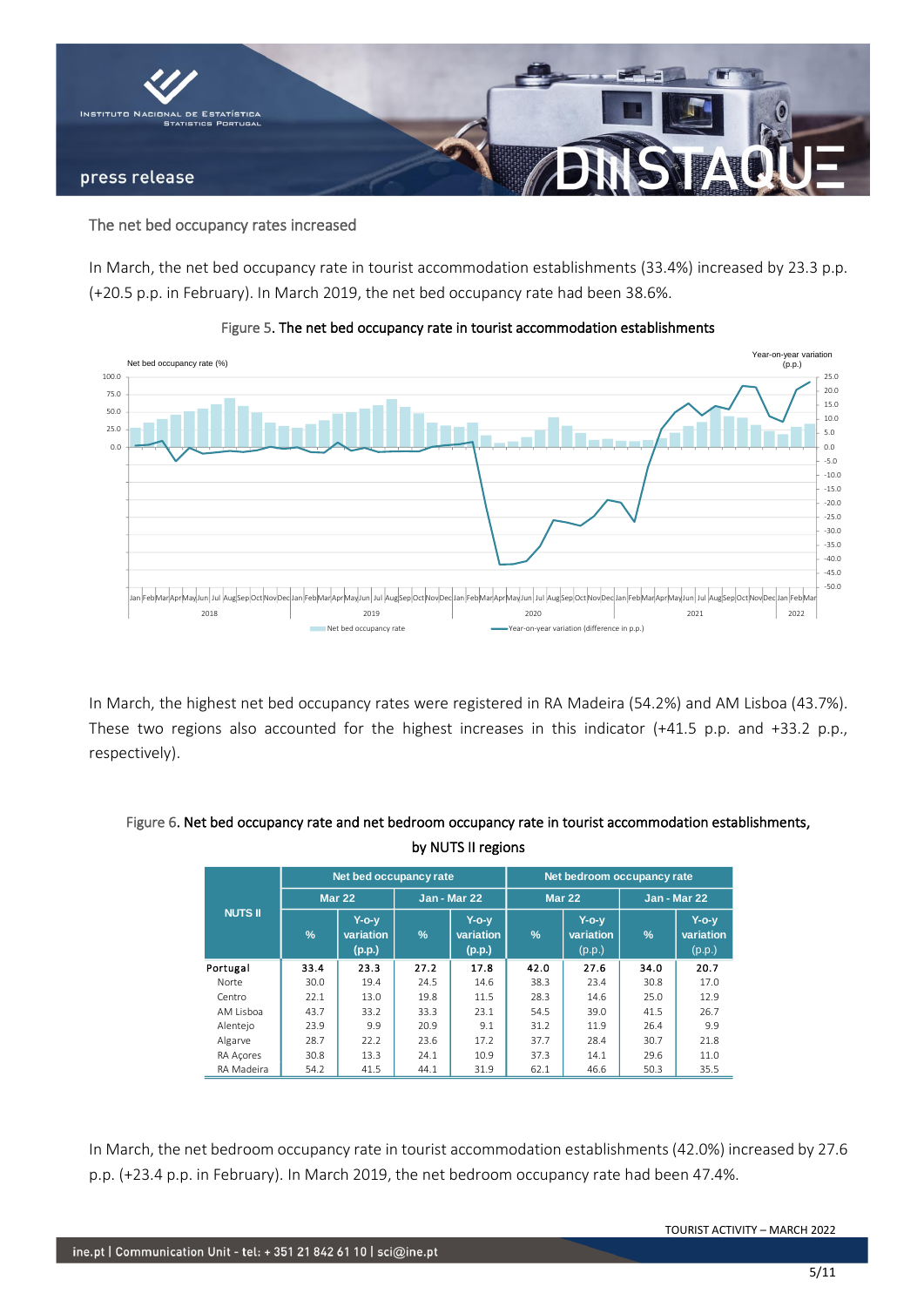## The net bed occupancy rates increased

In March, the net bed occupancy rate in tourist accommodation establishments (33.4%) increased by 23.3 p.p. (+20.5 p.p. in February). In March 2019, the net bed occupancy rate had been 38.6%.

Figure 5. The net bed occupancy rate in tourist accommodation establishments

In March, the highest net bed occupancy rates were registered in RA Madeira (54.2%) and AM Lisboa (43.7%). These two regions also accounted for the highest increases in this indicator (+41.5 p.p. and +33.2 p.p., respectively).

Figure 6. Net bed occupancy rate and net bedroom occupancy rate in tourist accommodation establishments, by NUTS II regions

| NUTS II | Net bed occupancy rate | | | | Net bedroom occupancy rate | | | |
|---|---|---|---|---|---|---|---|---|
| | Mar 22 | | Jan - Mar 22 | | Mar 22 | | Jan - Mar 22 | |
| | % | Y-o-y variation (p.p.) | % | Y-o-y variation (p.p.) | % | Y-o-y variation (p.p.) | % | Y-o-y variation (p.p.) |
| **Portugal** | **33.4** | **23.3** | **27.2** | **17.8** | **42.0** | **27.6** | **34.0** | **20.7** |
| Norte | 30.0 | 19.4 | 24.5 | 14.6 | 38.3 | 23.4 | 30.8 | 17.0 |
| Centro | 22.1 | 13.0 | 19.8 | 11.5 | 28.3 | 14.6 | 25.0 | 12.9 |
| AM Lisboa | 43.7 | 33.2 | 33.3 | 23.1 | 54.5 | 39.0 | 41.5 | 26.7 |
| Alentejo | 23.9 | 9.9 | 20.9 | 9.1 | 31.2 | 11.9 | 26.4 | 9.9 |
| Algarve | 28.7 | 22.2 | 23.6 | 17.2 | 37.7 | 28.4 | 30.7 | 21.8 |
| RA Açores | 30.8 | 13.3 | 24.1 | 10.9 | 37.3 | 14.1 | 29.6 | 11.0 |
| RA Madeira | 54.2 | 41.5 | 44.1 | 31.9 | 62.1 | 46.6 | 50.3 | 35.5 |

In March, the net bedroom occupancy rate in tourist accommodation establishments (42.0%) increased by 27.6 p.p. (+23.4 p.p. in February). In March 2019, the net bedroom occupancy rate had been 47.4%.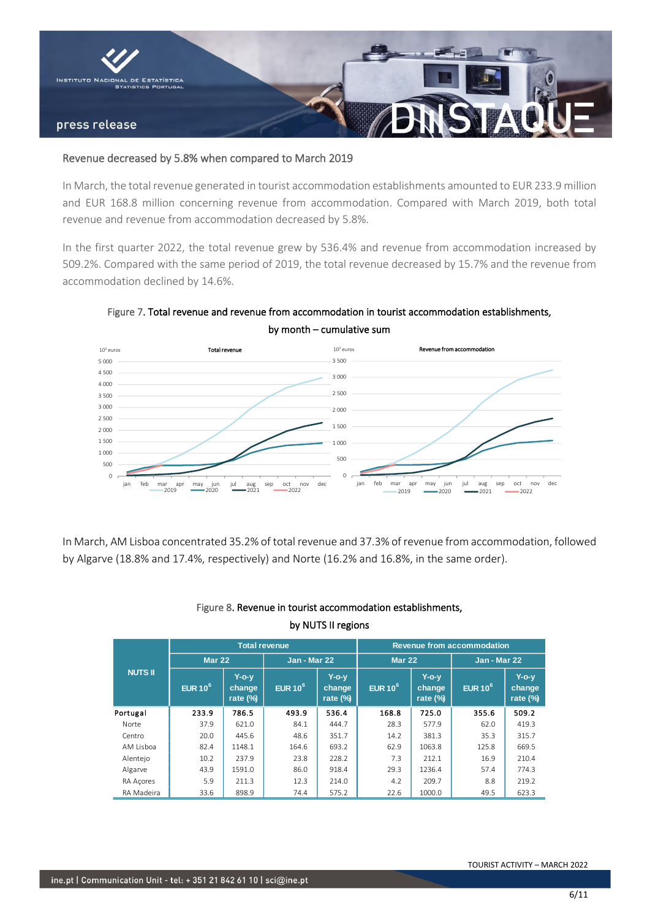## Revenue decreased by 5.8% when compared to March 2019

In March, the total revenue generated in tourist accommodation establishments amounted to EUR 233.9 million and EUR 168.8 million concerning revenue from accommodation. Compared with March 2019, both total revenue and revenue from accommodation decreased by 5.8%.

In the first quarter 2022, the total revenue grew by 536.4% and revenue from accommodation increased by 509.2%. Compared with the same period of 2019, the total revenue decreased by 15.7% and the revenue from accommodation declined by 14.6%.

Figure 7. Total revenue and revenue from accommodation in tourist accommodation establishments, by month – cumulative sum

In March, AM Lisboa concentrated 35.2% of total revenue and 37.3% of revenue from accommodation, followed by Algarve (18.8% and 17.4%, respectively) and Norte (16.2% and 16.8%, in the same order).

Figure 8. Revenue in tourist accommodation establishments, by NUTS II regions

| NUTS II | Total revenue | | | | Revenue from accommodation | | | |
|---|---|---|---|---|---|---|---|---|
| | Mar 22 | | Jan - Mar 22 | | Mar 22 | | Jan - Mar 22 | |
| | EUR $10^6$ | Y-o-y change rate (%) | EUR $10^6$ | Y-o-y change rate (%) | EUR $10^6$ | Y-o-y change rate (%) | EUR $10^6$ | Y-o-y change rate (%) |
| **Portugal** | **233.9** | **786.5** | **493.9** | **536.4** | **168.8** | **725.0** | **355.6** | **509.2** |
| Norte | 37.9 | 621.0 | 84.1 | 444.7 | 28.3 | 577.9 | 62.0 | 419.3 |
| Centro | 20.0 | 445.6 | 48.6 | 351.7 | 14.2 | 381.3 | 35.3 | 315.7 |
| AM Lisboa | 82.4 | 1148.1 | 164.6 | 693.2 | 62.9 | 1063.8 | 125.8 | 669.5 |
| Alentejo | 10.2 | 237.9 | 23.8 | 228.2 | 7.3 | 212.1 | 16.9 | 210.4 |
| Algarve | 43.9 | 1591.0 | 86.0 | 918.4 | 29.3 | 1236.4 | 57.4 | 774.3 |
| RA Açores | 5.9 | 211.3 | 12.3 | 214.0 | 4.2 | 209.7 | 8.8 | 219.2 |
| RA Madeira | 33.6 | 898.9 | 74.4 | 575.2 | 22.6 | 1000.0 | 49.5 | 623.3 |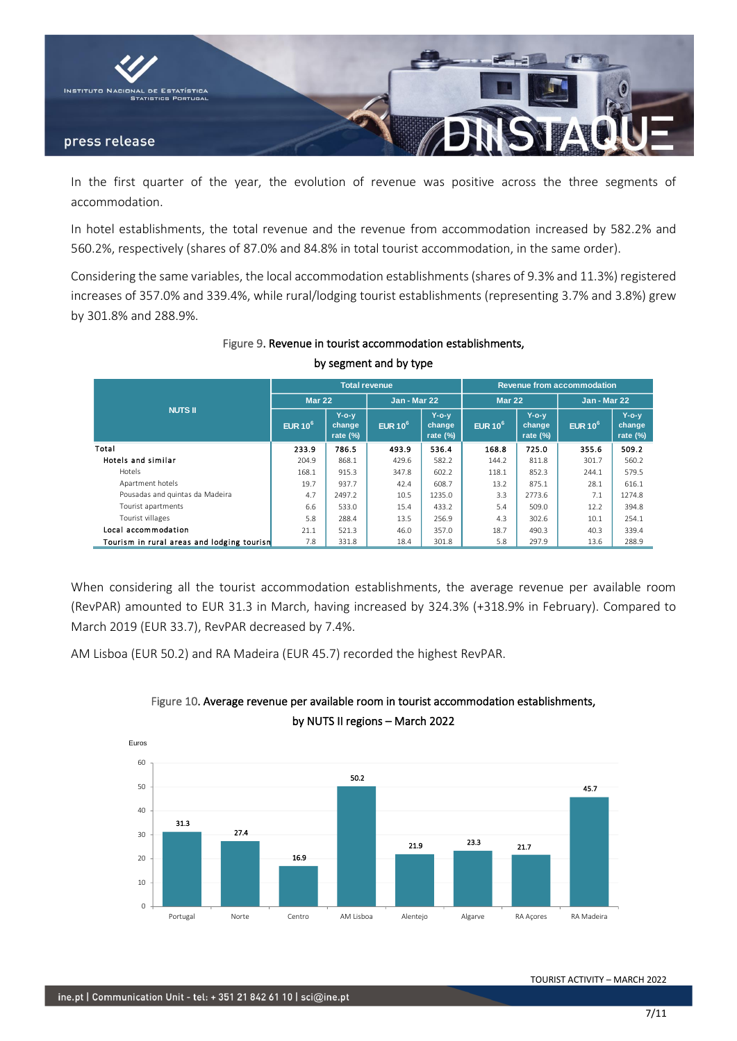In the first quarter of the year, the evolution of revenue was positive across the three segments of accommodation.

In hotel establishments, the total revenue and the revenue from accommodation increased by 582.2% and 560.2%, respectively (shares of 87.0% and 84.8% in total tourist accommodation, in the same order).

Considering the same variables, the local accommodation establishments (shares of 9.3% and 11.3%) registered increases of 357.0% and 339.4%, while rural/lodging tourist establishments (representing 3.7% and 3.8%) grew by 301.8% and 288.9%.

Figure 9. Revenue in tourist accommodation establishments, by segment and by type

| NUTS II | Total revenue | | | | Revenue from accommodation | | | |
|---|---|---|---|---|---|---|---|---|
| | Mar 22 | | Jan - Mar 22 | | Mar 22 | | Jan - Mar 22 | |
| | EUR $10^6$ | Y-o-y change rate (%) | EUR $10^6$ | Y-o-y change rate (%) | EUR $10^6$ | Y-o-y change rate (%) | EUR $10^6$ | Y-o-y change rate (%) |
| Total | 233.9 | 786.5 | 493.9 | 536.4 | 168.8 | 725.0 | 355.6 | 509.2 |
| Hotels and similar | 204.9 | 868.1 | 429.6 | 582.2 | 144.2 | 811.8 | 301.7 | 560.2 |
| Hotels | 168.1 | 915.3 | 347.8 | 602.2 | 118.1 | 852.3 | 244.1 | 579.5 |
| Apartment hotels | 19.7 | 937.7 | 42.4 | 608.7 | 13.2 | 875.1 | 28.1 | 616.1 |
| Pousadas and quintas da Madeira | 4.7 | 2497.2 | 10.5 | 1235.0 | 3.3 | 2773.6 | 7.1 | 1274.8 |
| Tourist apartments | 6.6 | 533.0 | 15.4 | 433.2 | 5.4 | 509.0 | 12.2 | 394.8 |
| Tourist villages | 5.8 | 288.4 | 13.5 | 256.9 | 4.3 | 302.6 | 10.1 | 254.1 |
| Local accommodation | 21.1 | 521.3 | 46.0 | 357.0 | 18.7 | 490.3 | 40.3 | 339.4 |
| Tourism in rural areas and lodging tourism | 7.8 | 331.8 | 18.4 | 301.8 | 5.8 | 297.9 | 13.6 | 288.9 |

When considering all the tourist accommodation establishments, the average revenue per available room (RevPAR) amounted to EUR 31.3 in March, having increased by 324.3% (+318.9% in February). Compared to March 2019 (EUR 33.7), RevPAR decreased by 7.4%.

AM Lisboa (EUR 50.2) and RA Madeira (EUR 45.7) recorded the highest RevPAR.

Figure 10. Average revenue per available room in tourist accommodation establishments, by NUTS II regions – March 2022

| Region | Euros |
|---|---|
| Portugal | 31.3 |
| Norte | 27.4 |
| Centro | 16.9 |
| AM Lisboa | 50.2 |
| Alentejo | 21.9 |
| Algarve | 23.3 |
| RA Açores | 21.7 |
| RA Madeira | 45.7 |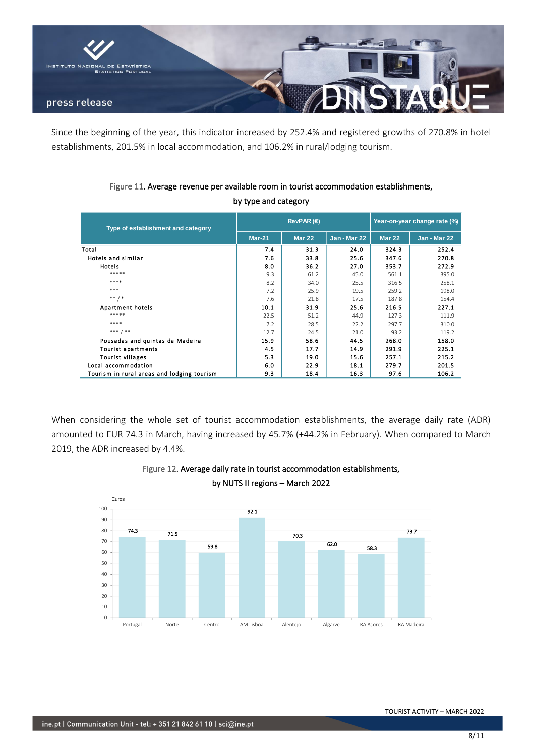Since the beginning of the year, this indicator increased by 252.4% and registered growths of 270.8% in hotel establishments, 201.5% in local accommodation, and 106.2% in rural/lodging tourism.

Figure 11. **Average revenue per available room in tourist accommodation establishments, by type and category**

| Type of establishment and category | RevPAR (€) | | | Year-on-year change rate (%) | |
|---|---|---|---|---|---|
| | Mar-21 | Mar 22 | Jan - Mar 22 | Mar 22 | Jan - Mar 22 |
| **Total** | **7.4** | **31.3** | **24.0** | **324.3** | **252.4** |
| **Hotels and similar** | **7.6** | **33.8** | **25.6** | **347.6** | **270.8** |
| **Hotels** | **8.0** | **36.2** | **27.0** | **353.7** | **272.9** |
| ***** | 9.3 | 61.2 | 45.0 | 561.1 | 395.0 |
| **** | 8.2 | 34.0 | 25.5 | 316.5 | 258.1 |
| *** | 7.2 | 25.9 | 19.5 | 259.2 | 198.0 |
| ** / * | 7.6 | 21.8 | 17.5 | 187.8 | 154.4 |
| **Apartment hotels** | **10.1** | **31.9** | **25.6** | **216.5** | **227.1** |
| ***** | 22.5 | 51.2 | 44.9 | 127.3 | 111.9 |
| **** | 7.2 | 28.5 | 22.2 | 297.7 | 310.0 |
| *** / ** | 12.7 | 24.5 | 21.0 | 93.2 | 119.2 |
| **Pousadas and quintas da Madeira** | **15.9** | **58.6** | **44.5** | **268.0** | **158.0** |
| **Tourist apartments** | **4.5** | **17.7** | **14.9** | **291.9** | **225.1** |
| **Tourist villages** | **5.3** | **19.0** | **15.6** | **257.1** | **215.2** |
| **Local accommodation** | **6.0** | **22.9** | **18.1** | **279.7** | **201.5** |
| **Tourism in rural areas and lodging tourism** | **9.3** | **18.4** | **16.3** | **97.6** | **106.2** |

When considering the whole set of tourist accommodation establishments, the average daily rate (ADR) amounted to EUR 74.3 in March, having increased by 45.7% (+44.2% in February). When compared to March 2019, the ADR increased by 4.4%.

Figure 12. **Average daily rate in tourist accommodation establishments, by NUTS II regions – March 2022**

| Region | Euros |
|---|---|
| Portugal | 74.3 |
| Norte | 71.5 |
| Centro | 59.8 |
| AM Lisboa | 92.1 |
| Alentejo | 70.3 |
| Algarve | 62.0 |
| RA Açores | 58.3 |
| RA Madeira | 73.7 |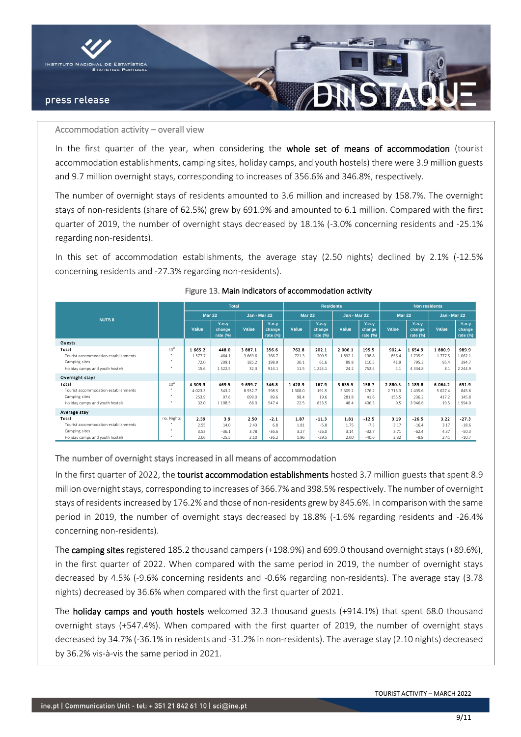## Accommodation activity – overall view

In the first quarter of the year, when considering the **whole set of means of accommodation** (tourist accommodation establishments, camping sites, holiday camps, and youth hostels) there were 3.9 million guests and 9.7 million overnight stays, corresponding to increases of 356.6% and 346.8%, respectively.

The number of overnight stays of residents amounted to 3.6 million and increased by 158.7%. The overnight stays of non-residents (share of 62.5%) grew by 691.9% and amounted to 6.1 million. Compared with the first quarter of 2019, the number of overnight stays decreased by 18.1% (-3.0% concerning residents and -25.1% regarding non-residents).

In this set of accommodation establishments, the average stay (2.50 nights) declined by 2.1% (-12.5% concerning residents and -27.3% regarding non-residents).

Figure 13. Main indicators of accommodation activity

| NUTS II | | Total | | | | Residents | | | | Non residents | | | |
|---|---|---|---|---|---|---|---|---|---|---|---|---|---|
| | | Mar 22 | | Jan - Mar 22 | | Mar 22 | | Jan - Mar 22 | | Mar 22 | | Jan - Mar 22 | |
| | | Value | Y-o-y change rate (%) | Value | Y-o-y change rate (%) | Value | Y-o-y change rate (%) | Value | Y-o-y change rate (%) | Value | Y-o-y change rate (%) | Value | Y-o-y change rate (%) |
| **Guests** | | | | | | | | | | | | | |
| Total | $10^3$ | 1 665.2 | 448.0 | 3 887.1 | 356.6 | 762.8 | 202.1 | 2 006.1 | 195.5 | 902.4 | 1 654.9 | 1 880.9 | 989.9 |
| Tourist accommodation establishments | " | 1 577.7 | 464.1 | 3 669.6 | 366.7 | 721.3 | 209.5 | 1 892.1 | 198.8 | 856.4 | 1 735.9 | 1 777.5 | 1 062.1 |
| Camping sites | " | 72.0 | 209.1 | 185.2 | 198.9 | 30.1 | 61.6 | 89.8 | 110.5 | 41.9 | 795.3 | 95.4 | 394.7 |
| Holiday camps and youth hostels | " | 15.6 | 1 522.5 | 32.3 | 914.1 | 11.5 | 1 224.1 | 24.2 | 752.5 | 4.1 | 4 334.8 | 8.1 | 2 244.9 |
| **Overnight stays** | | | | | | | | | | | | | |
| Total | $10^3$ | 4 309.3 | 469.5 | 9 699.7 | 346.8 | 1 428.9 | 167.9 | 3 635.5 | 158.7 | 2 880.3 | 1 189.8 | 6 064.2 | 691.9 |
| Tourist accommodation establishments | " | 4 023.3 | 543.2 | 8 932.7 | 398.5 | 1 308.0 | 191.5 | 3 305.2 | 176.2 | 2 715.3 | 1 435.6 | 5 627.4 | 845.6 |
| Camping sites | " | 253.9 | 97.6 | 699.0 | 89.6 | 98.4 | 19.6 | 281.8 | 41.6 | 155.5 | 236.2 | 417.2 | 145.8 |
| Holiday camps and youth hostels | " | 32.0 | 1 108.5 | 68.0 | 547.4 | 22.5 | 833.5 | 48.4 | 406.3 | 9.5 | 3 946.6 | 19.5 | 1 994.0 |
| **Average stay** | | | | | | | | | | | | | |
| Total | no. Nights | 2.59 | 3.9 | 2.50 | -2.1 | 1.87 | -11.3 | 1.81 | -12.5 | 3.19 | -26.5 | 3.22 | -27.3 |
| Tourist accommodation establishments | " | 2.55 | 14.0 | 2.43 | 6.8 | 1.81 | -5.8 | 1.75 | -7.5 | 3.17 | -16.4 | 3.17 | -18.6 |
| Camping sites | " | 3.53 | -36.1 | 3.78 | -36.6 | 3.27 | -26.0 | 3.14 | -32.7 | 3.71 | -62.4 | 4.37 | -50.3 |
| Holiday camps and youth hostels | " | 2.06 | -25.5 | 2.10 | -36.2 | 1.96 | -29.5 | 2.00 | -40.6 | 2.32 | -8.8 | 2.41 | -10.7 |

## The number of overnight stays increased in all means of accommodation

In the first quarter of 2022, the **tourist accommodation establishments** hosted 3.7 million guests that spent 8.9 million overnight stays, corresponding to increases of 366.7% and 398.5% respectively. The number of overnight stays of residents increased by 176.2% and those of non-residents grew by 845.6%. In comparison with the same period in 2019, the number of overnight stays decreased by 18.8% (-1.6% regarding residents and -26.4% concerning non-residents).

The **camping sites** registered 185.2 thousand campers (+198.9%) and 699.0 thousand overnight stays (+89.6%), in the first quarter of 2022. When compared with the same period in 2019, the number of overnight stays decreased by 4.5% (-9.6% concerning residents and -0.6% regarding non-residents). The average stay (3.78 nights) decreased by 36.6% when compared with the first quarter of 2021.

The **holiday camps and youth hostels** welcomed 32.3 thousand guests (+914.1%) that spent 68.0 thousand overnight stays (+547.4%). When compared with the first quarter of 2019, the number of overnight stays decreased by 34.7% (-36.1% in residents and -31.2% in non-residents). The average stay (2.10 nights) decreased by 36.2% vis-à-vis the same period in 2021.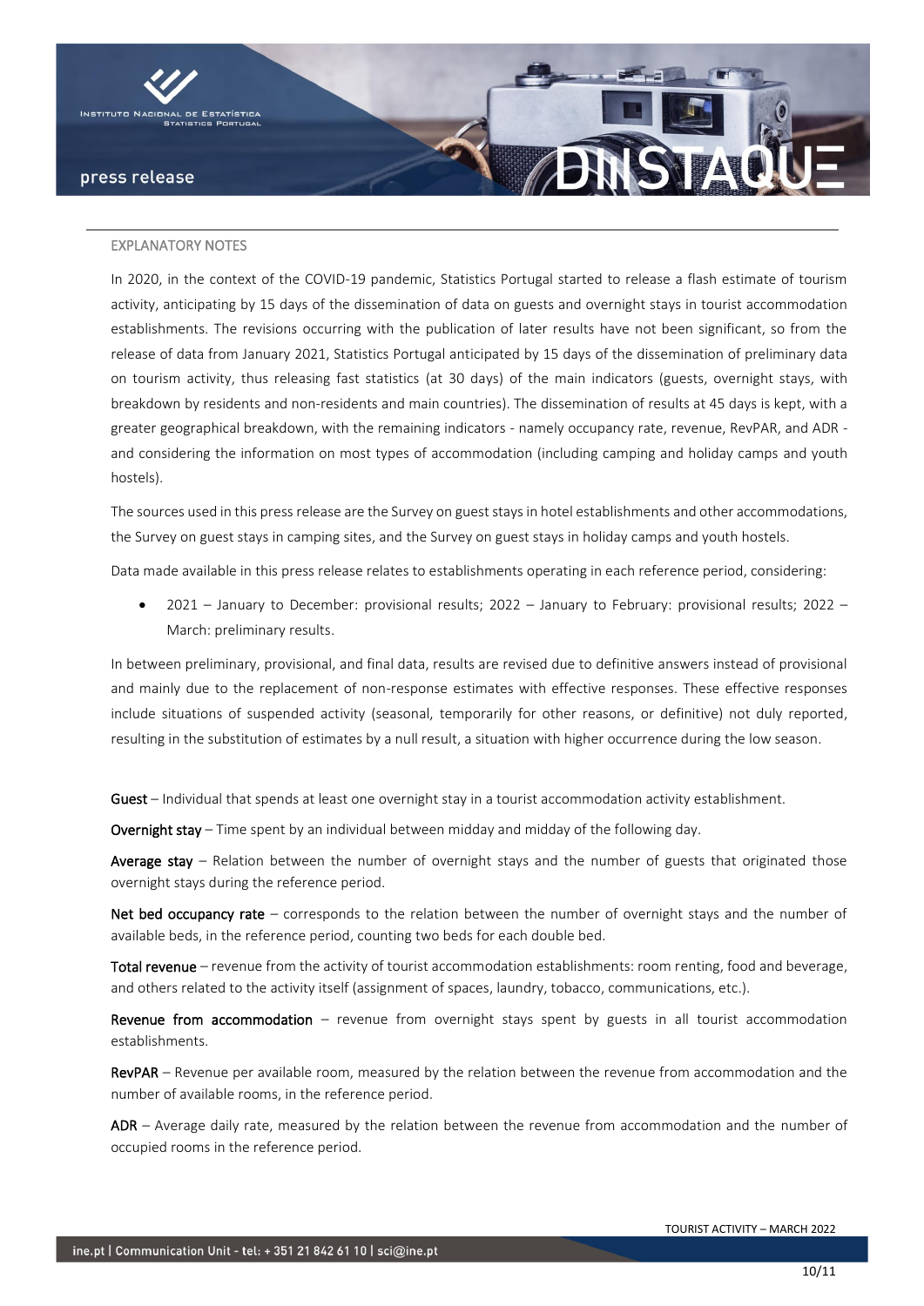## EXPLANATORY NOTES

In 2020, in the context of the COVID-19 pandemic, Statistics Portugal started to release a flash estimate of tourism activity, anticipating by 15 days of the dissemination of data on guests and overnight stays in tourist accommodation establishments. The revisions occurring with the publication of later results have not been significant, so from the release of data from January 2021, Statistics Portugal anticipated by 15 days of the dissemination of preliminary data on tourism activity, thus releasing fast statistics (at 30 days) of the main indicators (guests, overnight stays, with breakdown by residents and non-residents and main countries). The dissemination of results at 45 days is kept, with a greater geographical breakdown, with the remaining indicators - namely occupancy rate, revenue, RevPAR, and ADR - and considering the information on most types of accommodation (including camping and holiday camps and youth hostels).

The sources used in this press release are the Survey on guest stays in hotel establishments and other accommodations, the Survey on guest stays in camping sites, and the Survey on guest stays in holiday camps and youth hostels.

Data made available in this press release relates to establishments operating in each reference period, considering:

- 2021 – January to December: provisional results; 2022 – January to February: provisional results; 2022 – March: preliminary results.

In between preliminary, provisional, and final data, results are revised due to definitive answers instead of provisional and mainly due to the replacement of non-response estimates with effective responses. These effective responses include situations of suspended activity (seasonal, temporarily for other reasons, or definitive) not duly reported, resulting in the substitution of estimates by a null result, a situation with higher occurrence during the low season.

**Guest** – Individual that spends at least one overnight stay in a tourist accommodation activity establishment.

**Overnight stay** – Time spent by an individual between midday and midday of the following day.

**Average stay** – Relation between the number of overnight stays and the number of guests that originated those overnight stays during the reference period.

**Net bed occupancy rate** – corresponds to the relation between the number of overnight stays and the number of available beds, in the reference period, counting two beds for each double bed.

**Total revenue** – revenue from the activity of tourist accommodation establishments: room renting, food and beverage, and others related to the activity itself (assignment of spaces, laundry, tobacco, communications, etc.).

**Revenue from accommodation** – revenue from overnight stays spent by guests in all tourist accommodation establishments.

**RevPAR** – Revenue per available room, measured by the relation between the revenue from accommodation and the number of available rooms, in the reference period.

**ADR** – Average daily rate, measured by the relation between the revenue from accommodation and the number of occupied rooms in the reference period.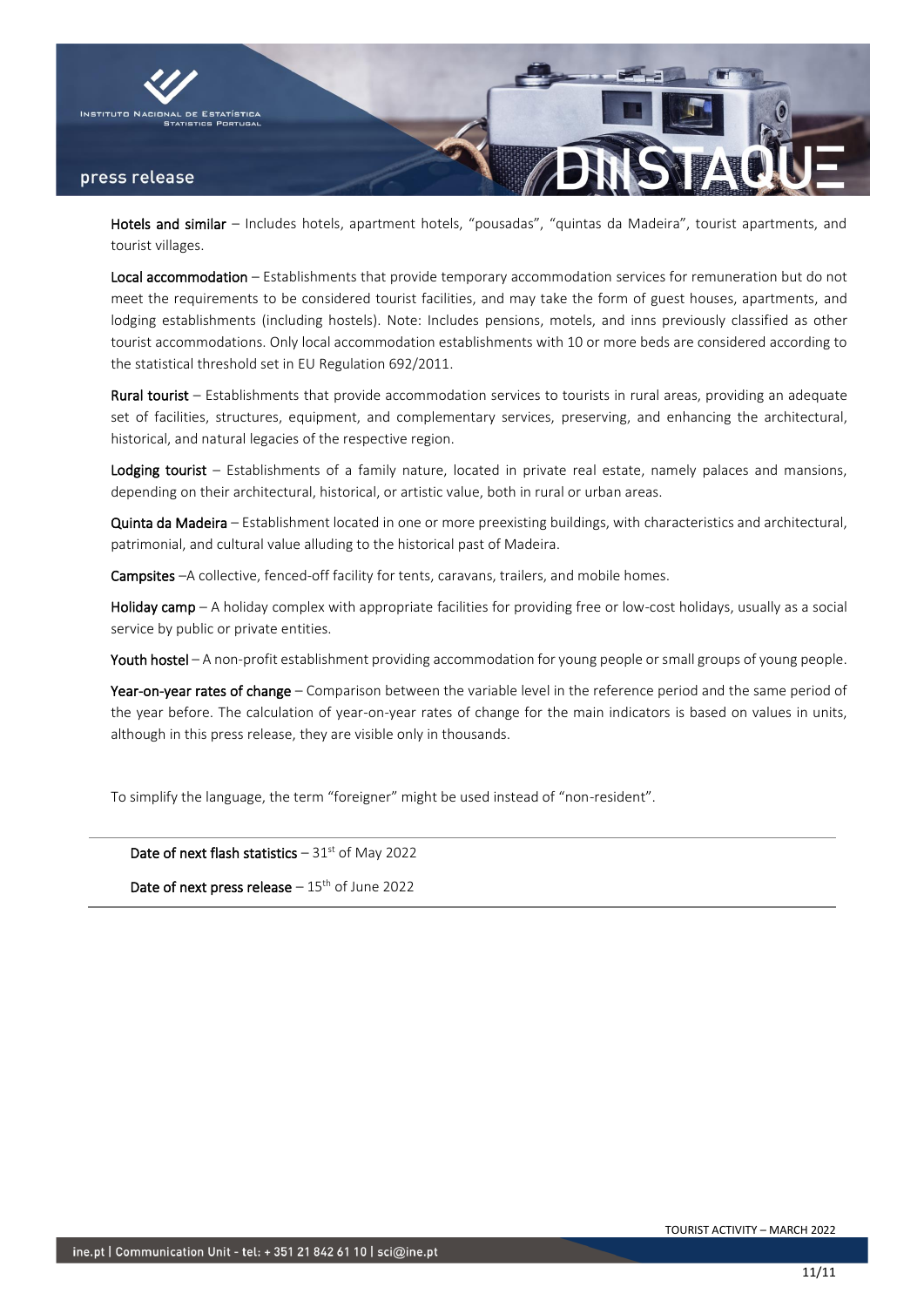**Hotels and similar** – Includes hotels, apartment hotels, "pousadas", "quintas da Madeira", tourist apartments, and tourist villages.

**Local accommodation** – Establishments that provide temporary accommodation services for remuneration but do not meet the requirements to be considered tourist facilities, and may take the form of guest houses, apartments, and lodging establishments (including hostels). Note: Includes pensions, motels, and inns previously classified as other tourist accommodations. Only local accommodation establishments with 10 or more beds are considered according to the statistical threshold set in EU Regulation 692/2011.

**Rural tourist** – Establishments that provide accommodation services to tourists in rural areas, providing an adequate set of facilities, structures, equipment, and complementary services, preserving, and enhancing the architectural, historical, and natural legacies of the respective region.

**Lodging tourist** – Establishments of a family nature, located in private real estate, namely palaces and mansions, depending on their architectural, historical, or artistic value, both in rural or urban areas.

**Quinta da Madeira** – Establishment located in one or more preexisting buildings, with characteristics and architectural, patrimonial, and cultural value alluding to the historical past of Madeira.

**Campsites** –A collective, fenced-off facility for tents, caravans, trailers, and mobile homes.

**Holiday camp** – A holiday complex with appropriate facilities for providing free or low-cost holidays, usually as a social service by public or private entities.

**Youth hostel** – A non-profit establishment providing accommodation for young people or small groups of young people.

**Year-on-year rates of change** – Comparison between the variable level in the reference period and the same period of the year before. The calculation of year-on-year rates of change for the main indicators is based on values in units, although in this press release, they are visible only in thousands.

To simplify the language, the term "foreigner" might be used instead of "non-resident".

---

**Date of next flash statistics** – 31st of May 2022

**Date of next press release** – 15th of June 2022

---